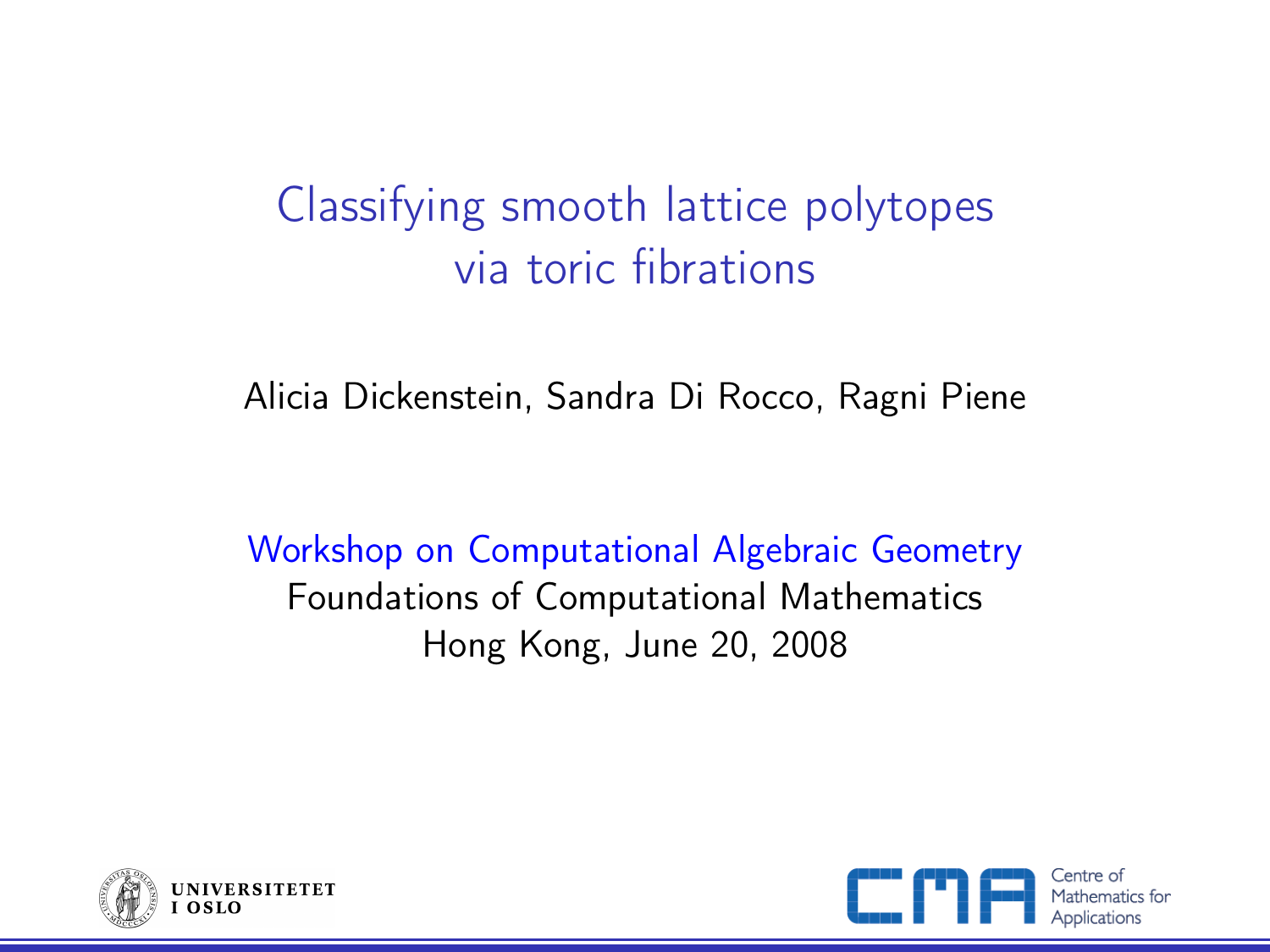# Classifying smooth lattice polytopes via toric fibrations

Alicia Dickenstein, Sandra Di Rocco, Ragni Piene

Workshop on Computational Algebraic Geometry
Foundations of Computational Mathematics
Hong Kong, June 20, 2008

UNIVERSITETET I OSLO

Centre of Mathematics for Applications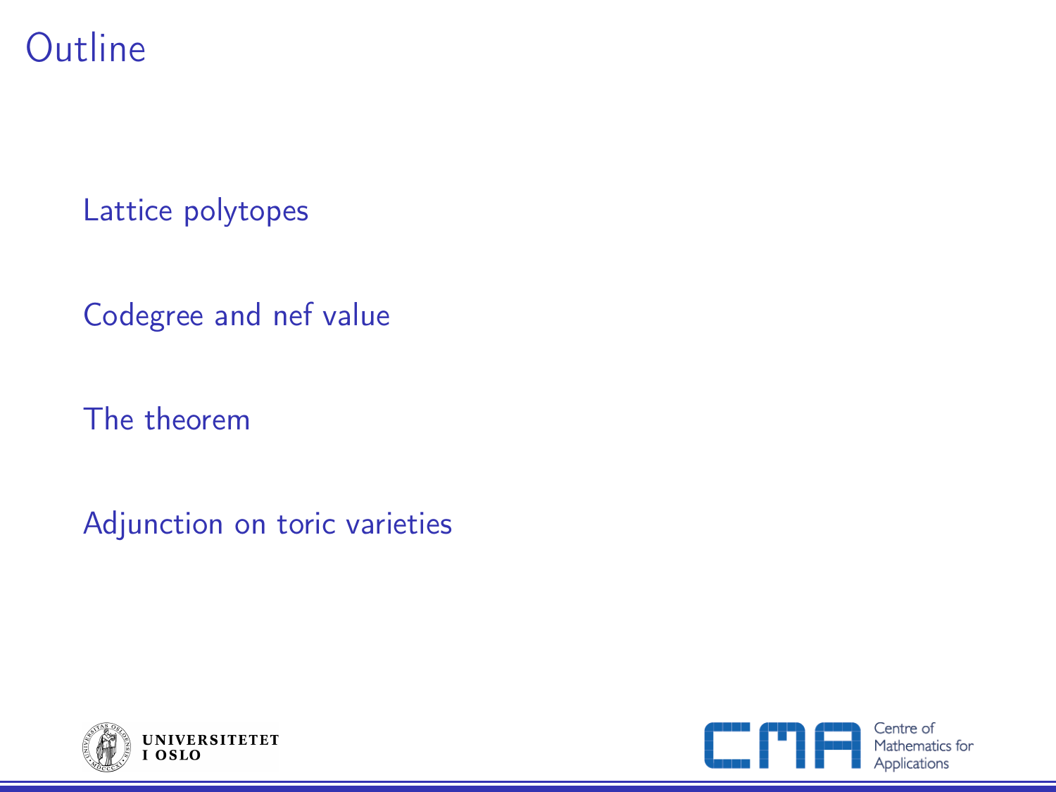# Outline

- Lattice polytopes
- Codegree and nef value
- The theorem
- Adjunction on toric varieties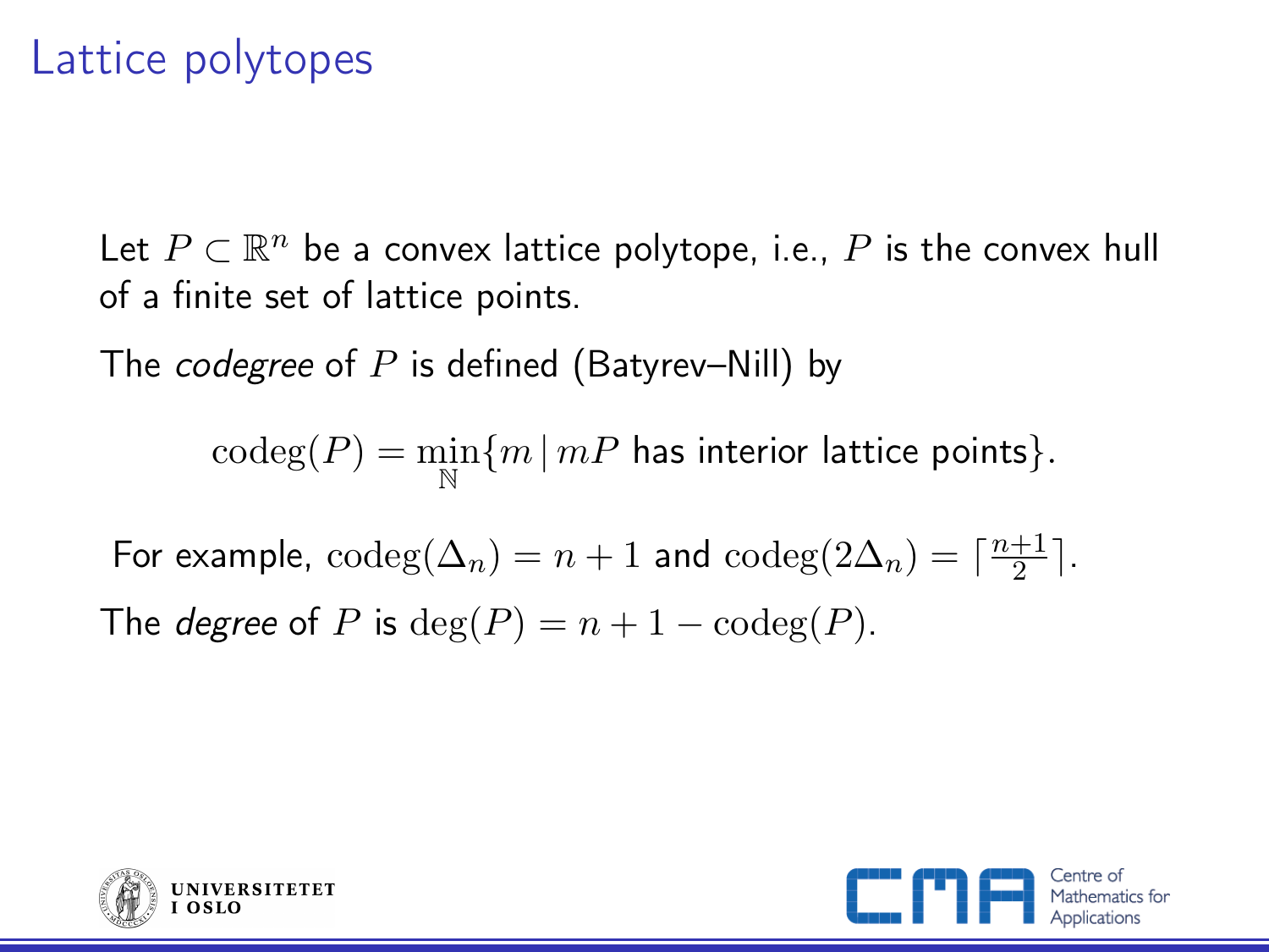# Lattice polytopes

Let $P \subset \mathbb{R}^n$ be a convex lattice polytope, i.e., $P$ is the convex hull of a finite set of lattice points.

The *codegree* of $P$ is defined (Batyrev–Nill) by

$$\operatorname{codeg}(P) = \min_{\mathbb{N}}\{m \mid mP \text{ has interior lattice points}\}.$$

For example, $\operatorname{codeg}(\Delta_n) = n + 1$ and $\operatorname{codeg}(2\Delta_n) = \lceil \frac{n+1}{2} \rceil$.

The *degree* of $P$ is $\deg(P) = n + 1 - \operatorname{codeg}(P)$.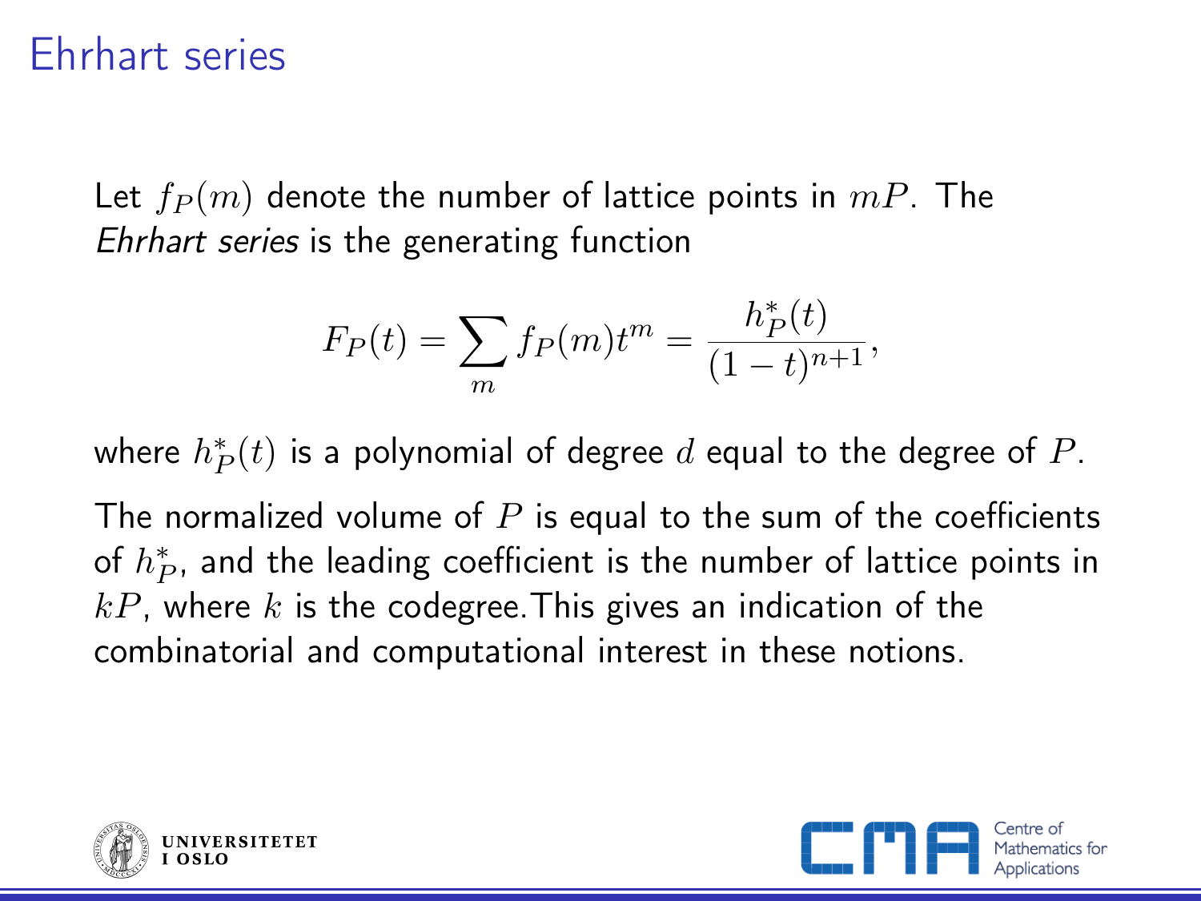# Ehrhart series

Let $f_P(m)$ denote the number of lattice points in $mP$. The *Ehrhart series* is the generating function

$$F_P(t) = \sum_m f_P(m) t^m = \frac{h_P^*(t)}{(1-t)^{n+1}},$$

where $h_P^*(t)$ is a polynomial of degree $d$ equal to the degree of $P$.

The normalized volume of $P$ is equal to the sum of the coefficients of $h_P^*$, and the leading coefficient is the number of lattice points in $kP$, where $k$ is the codegree.This gives an indication of the combinatorial and computational interest in these notions.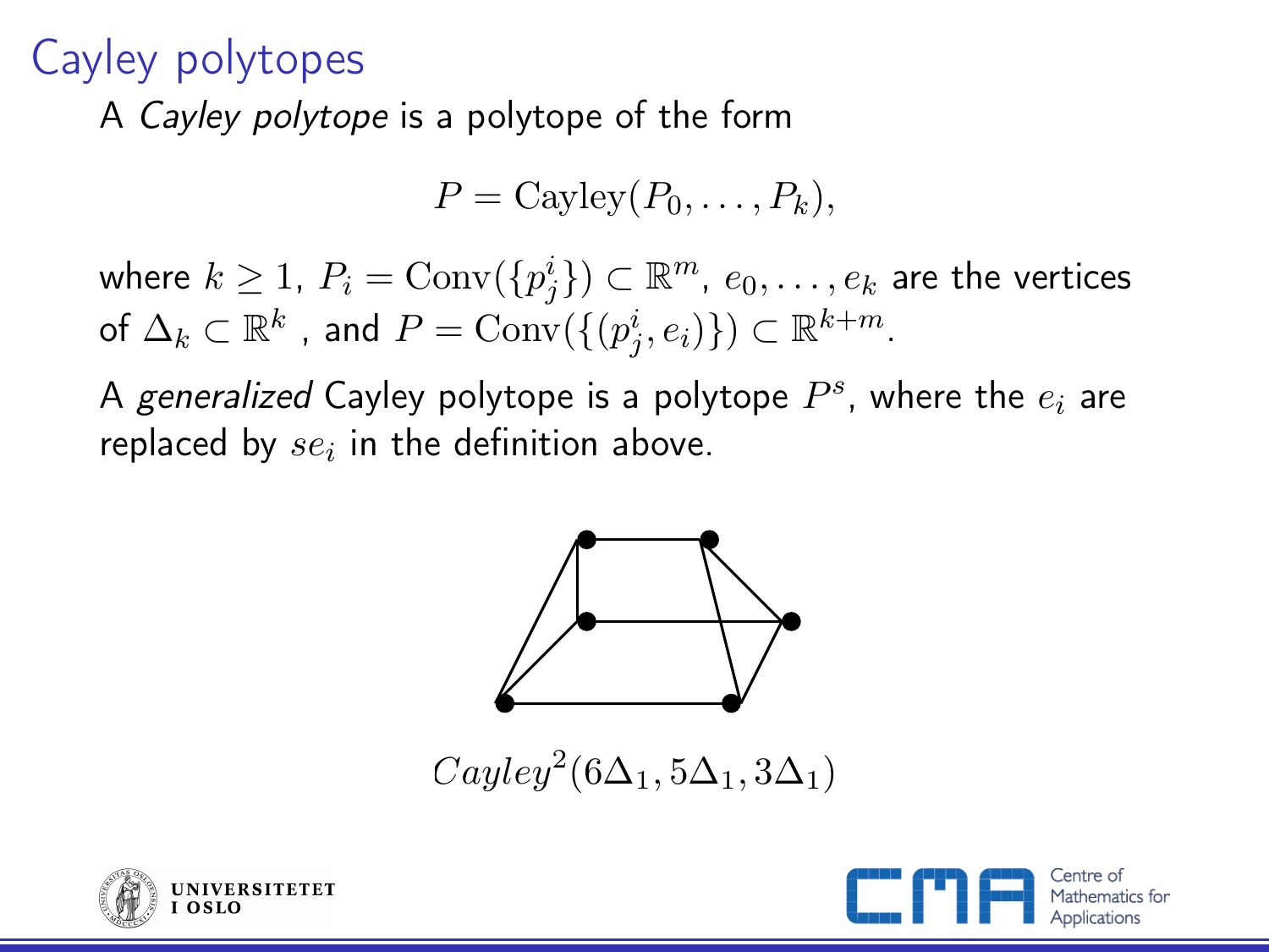# Cayley polytopes

A *Cayley polytope* is a polytope of the form

$$P = \mathrm{Cayley}(P_0, \ldots, P_k),$$

where $k \geq 1$, $P_i = \mathrm{Conv}(\{p^i_j\}) \subset \mathbb{R}^m$, $e_0, \ldots, e_k$ are the vertices of $\Delta_k \subset \mathbb{R}^k$ , and $P = \mathrm{Conv}(\{(p^i_j, e_i)\}) \subset \mathbb{R}^{k+m}$.

A *generalized* Cayley polytope is a polytope $P^s$, where the $e_i$ are replaced by $se_i$ in the definition above.

$Cayley^2(6\Delta_1, 5\Delta_1, 3\Delta_1)$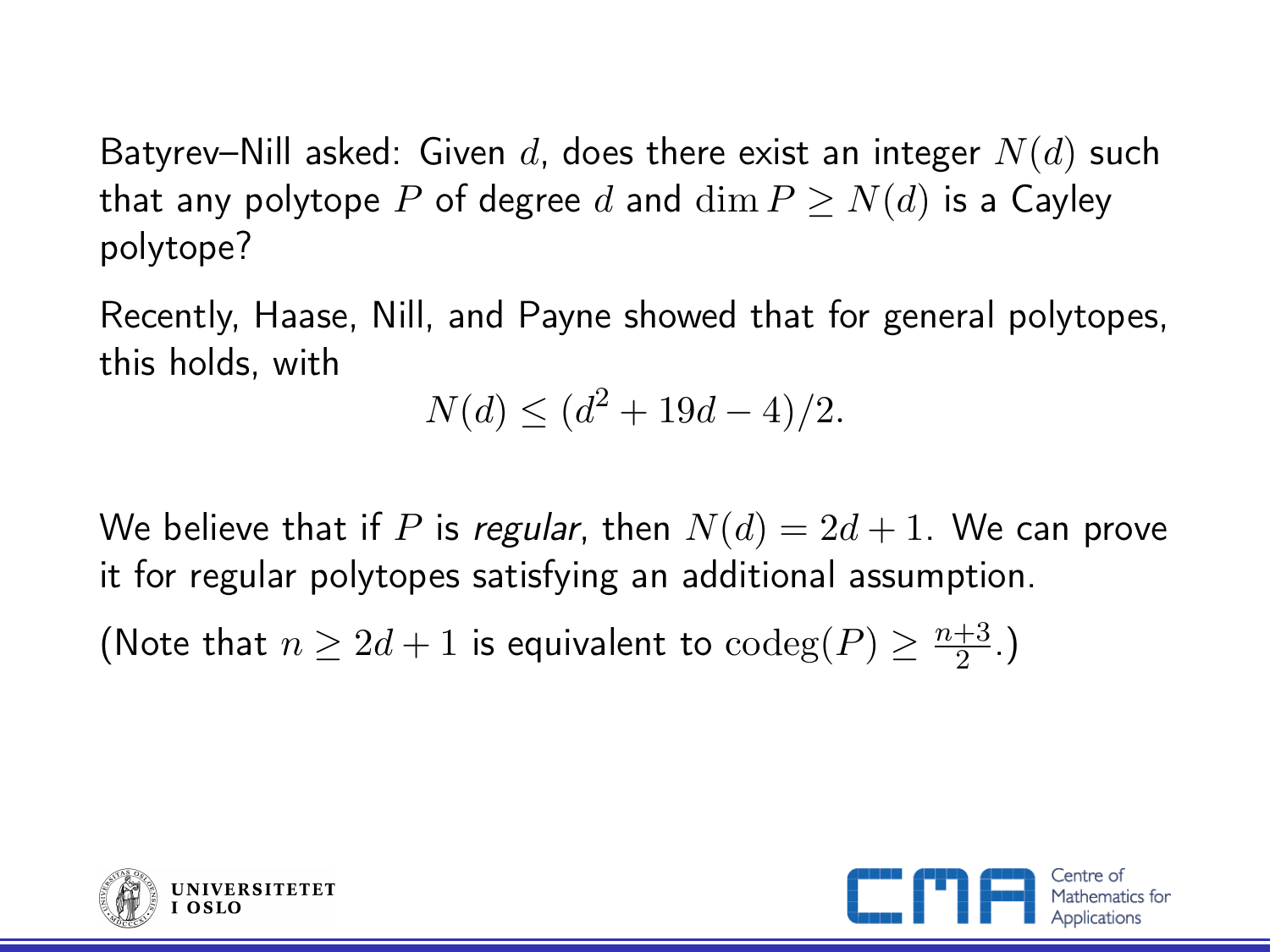Batyrev–Nill asked: Given $d$, does there exist an integer $N(d)$ such that any polytope $P$ of degree $d$ and $\dim P \geq N(d)$ is a Cayley polytope?

Recently, Haase, Nill, and Payne showed that for general polytopes, this holds, with

$$N(d) \leq (d^2 + 19d - 4)/2.$$

We believe that if $P$ is *regular*, then $N(d) = 2d + 1$. We can prove it for regular polytopes satisfying an additional assumption.

(Note that $n \geq 2d + 1$ is equivalent to $\operatorname{codeg}(P) \geq \frac{n+3}{2}$.)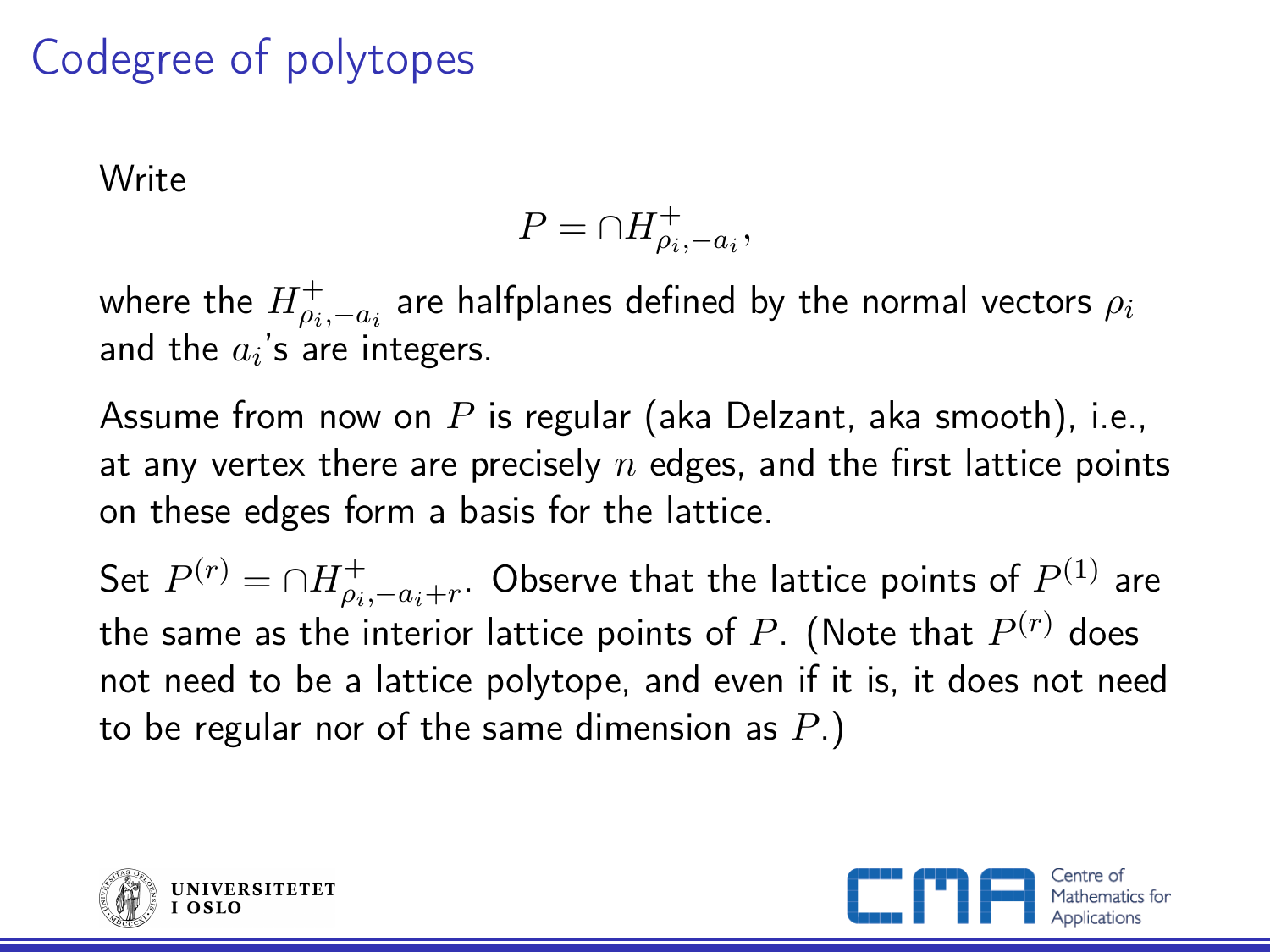# Codegree of polytopes

Write

$$P = \cap H^+_{\rho_i, -a_i},$$

where the $H^+_{\rho_i,-a_i}$ are halfplanes defined by the normal vectors $\rho_i$ and the $a_i$'s are integers.

Assume from now on $P$ is regular (aka Delzant, aka smooth), i.e., at any vertex there are precisely $n$ edges, and the first lattice points on these edges form a basis for the lattice.

Set $P^{(r)} = \cap H^+_{\rho_i, -a_i+r}$. Observe that the lattice points of $P^{(1)}$ are the same as the interior lattice points of $P$. (Note that $P^{(r)}$ does not need to be a lattice polytope, and even if it is, it does not need to be regular nor of the same dimension as $P$.)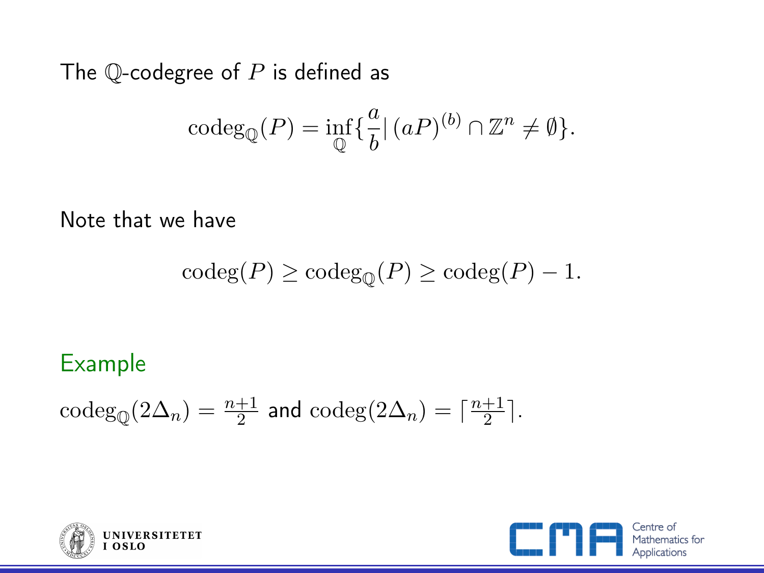The $\mathbb{Q}$-codegree of $P$ is defined as

$$\operatorname{codeg}_{\mathbb{Q}}(P) = \inf_{\mathbb{Q}}\{\frac{a}{b} | \, (aP)^{(b)} \cap \mathbb{Z}^n \neq \emptyset\}.$$

Note that we have

$$\operatorname{codeg}(P) \geq \operatorname{codeg}_{\mathbb{Q}}(P) \geq \operatorname{codeg}(P) - 1.$$

**Example**

$\operatorname{codeg}_{\mathbb{Q}}(2\Delta_n) = \frac{n+1}{2}$ and $\operatorname{codeg}(2\Delta_n) = \lceil \frac{n+1}{2} \rceil$.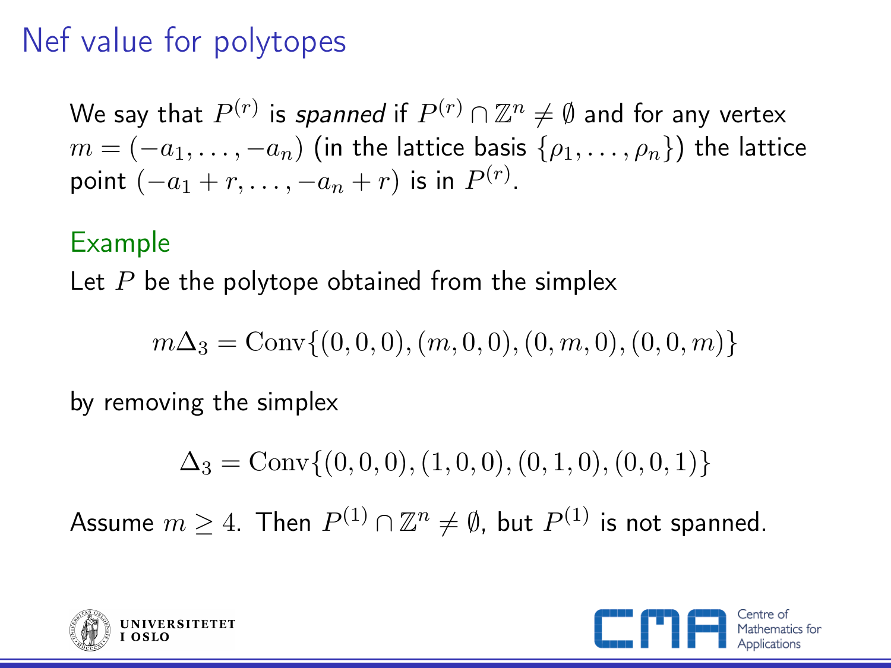# Nef value for polytopes

We say that $P^{(r)}$ is *spanned* if $P^{(r)} \cap \mathbb{Z}^n \neq \emptyset$ and for any vertex $m = (-a_1, \ldots, -a_n)$ (in the lattice basis $\{\rho_1, \ldots, \rho_n\}$) the lattice point $(-a_1 + r, \ldots, -a_n + r)$ is in $P^{(r)}$.

## Example

Let $P$ be the polytope obtained from the simplex

$$m\Delta_3 = \mathrm{Conv}\{(0,0,0), (m,0,0), (0,m,0), (0,0,m)\}$$

by removing the simplex

$$\Delta_3 = \mathrm{Conv}\{(0,0,0), (1,0,0), (0,1,0), (0,0,1)\}$$

Assume $m \geq 4$. Then $P^{(1)} \cap \mathbb{Z}^n \neq \emptyset$, but $P^{(1)}$ is not spanned.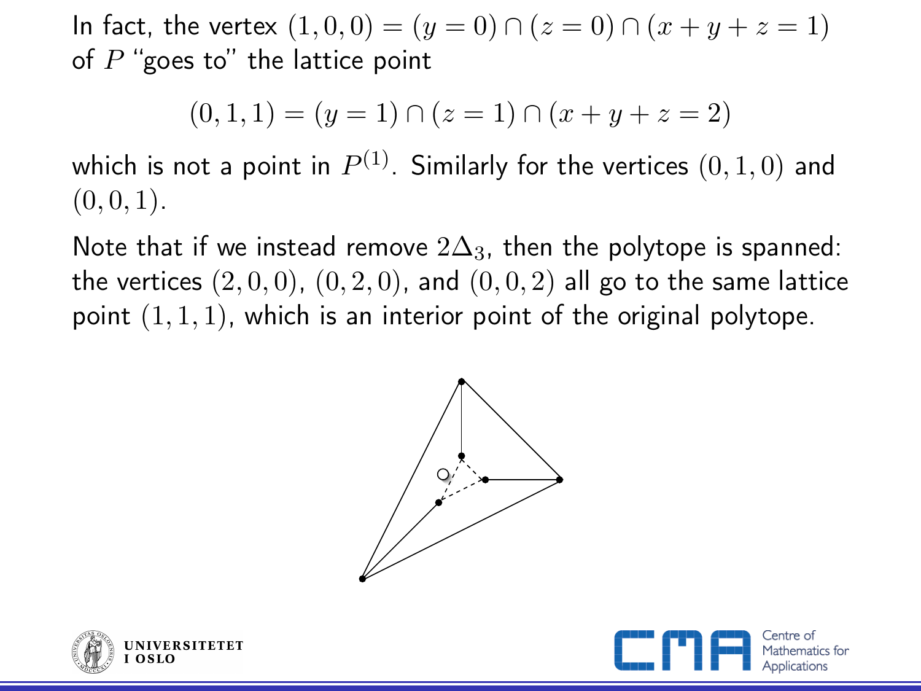In fact, the vertex $(1, 0, 0) = (y = 0) \cap (z = 0) \cap (x + y + z = 1)$ of $P$ "goes to" the lattice point

$$(0, 1, 1) = (y = 1) \cap (z = 1) \cap (x + y + z = 2)$$

which is not a point in $P^{(1)}$. Similarly for the vertices $(0, 1, 0)$ and $(0, 0, 1)$.

Note that if we instead remove $2\Delta_3$, then the polytope is spanned: the vertices $(2, 0, 0)$, $(0, 2, 0)$, and $(0, 0, 2)$ all go to the same lattice point $(1, 1, 1)$, which is an interior point of the original polytope.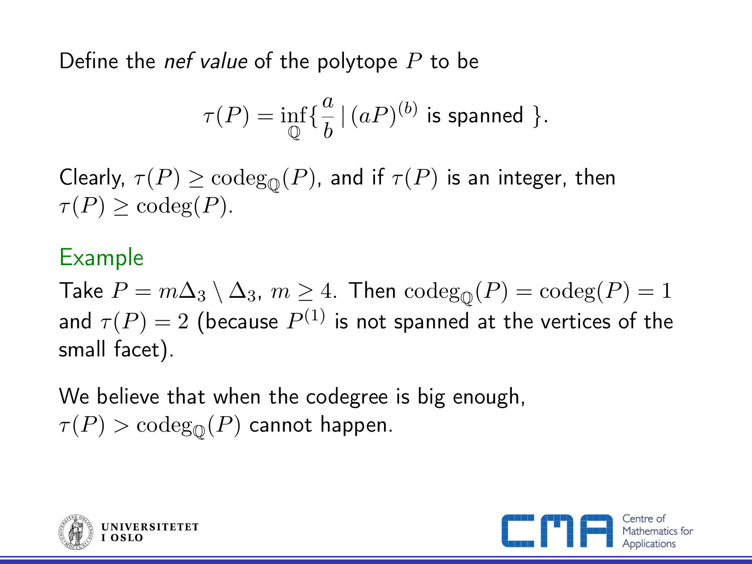Define the *nef value* of the polytope $P$ to be

$$\tau(P) = \inf_{\mathbb{Q}}\{\frac{a}{b} \mid (aP)^{(b)} \text{ is spanned }\}.$$

Clearly, $\tau(P) \geq \operatorname{codeg}_{\mathbb{Q}}(P)$, and if $\tau(P)$ is an integer, then $\tau(P) \geq \operatorname{codeg}(P)$.

**Example**

Take $P = m\Delta_3 \setminus \Delta_3$, $m \geq 4$. Then $\operatorname{codeg}_{\mathbb{Q}}(P) = \operatorname{codeg}(P) = 1$ and $\tau(P) = 2$ (because $P^{(1)}$ is not spanned at the vertices of the small facet).

We believe that when the codegree is big enough, $\tau(P) > \operatorname{codeg}_{\mathbb{Q}}(P)$ cannot happen.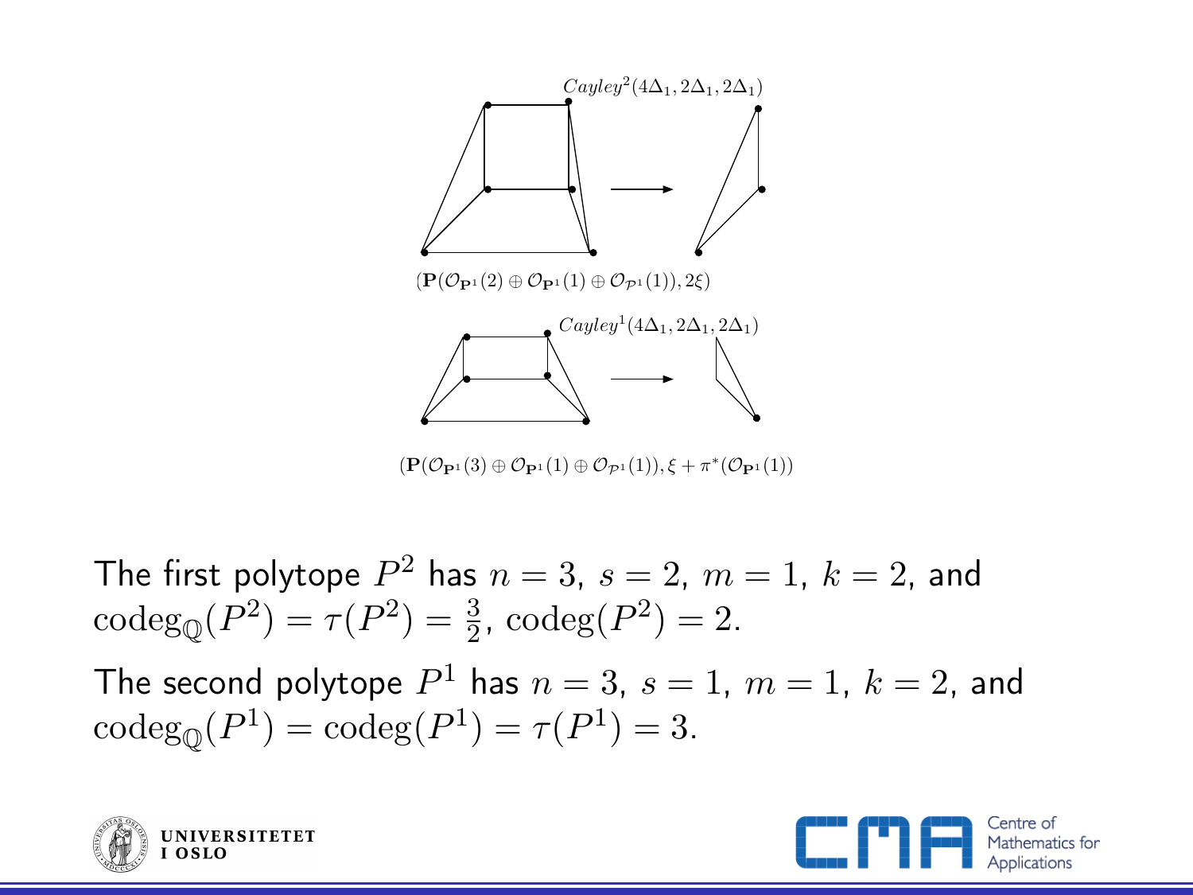$Cayley^2(4\Delta_1, 2\Delta_1, 2\Delta_1)$

$(\mathbf{P}(\mathcal{O}_{\mathbf{P}^1}(2) \oplus \mathcal{O}_{\mathbf{P}^1}(1) \oplus \mathcal{O}_{\mathcal{P}^1}(1)), 2\xi)$

$Cayley^1(4\Delta_1, 2\Delta_1, 2\Delta_1)$

$(\mathbf{P}(\mathcal{O}_{\mathbf{P}^1}(3) \oplus \mathcal{O}_{\mathbf{P}^1}(1) \oplus \mathcal{O}_{\mathcal{P}^1}(1)), \xi + \pi^*(\mathcal{O}_{\mathbf{P}^1}(1))$

The first polytope $P^2$ has $n = 3$, $s = 2$, $m = 1$, $k = 2$, and $\mathrm{codeg}_{\mathbb{Q}}(P^2) = \tau(P^2) = \frac{3}{2}$, $\mathrm{codeg}(P^2) = 2$.

The second polytope $P^1$ has $n = 3$, $s = 1$, $m = 1$, $k = 2$, and $\mathrm{codeg}_{\mathbb{Q}}(P^1) = \mathrm{codeg}(P^1) = \tau(P^1) = 3$.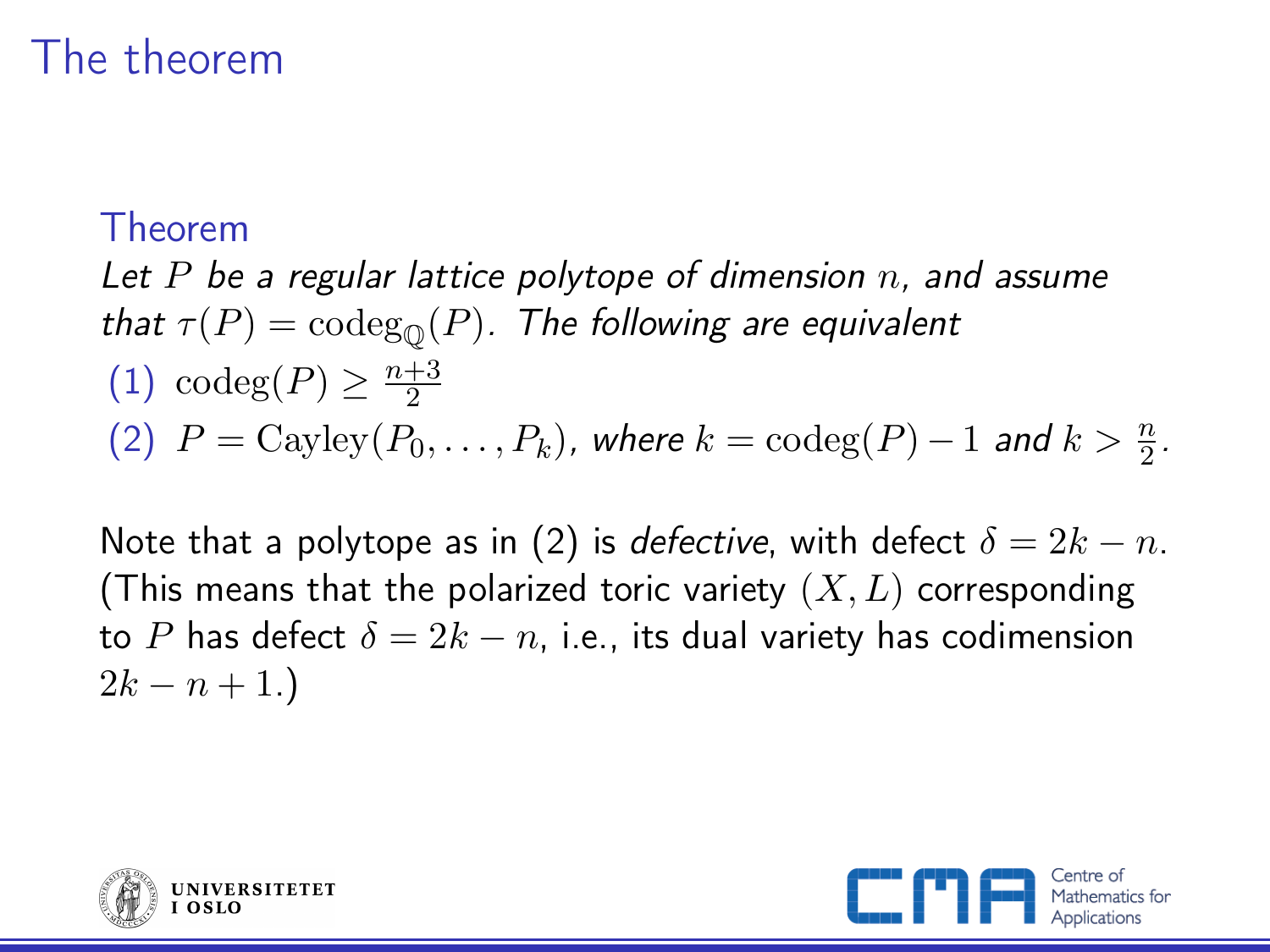# The theorem

**Theorem**

*Let $P$ be a regular lattice polytope of dimension $n$, and assume that $\tau(P) = \mathrm{codeg}_{\mathbb{Q}}(P)$. The following are equivalent*

(1) $\mathrm{codeg}(P) \geq \frac{n+3}{2}$

(2) $P = \mathrm{Cayley}(P_0, \ldots, P_k)$, *where* $k = \mathrm{codeg}(P) - 1$ *and* $k > \frac{n}{2}$.

Note that a polytope as in (2) is *defective*, with defect $\delta = 2k - n$. (This means that the polarized toric variety $(X, L)$ corresponding to $P$ has defect $\delta = 2k - n$, i.e., its dual variety has codimension $2k - n + 1$.)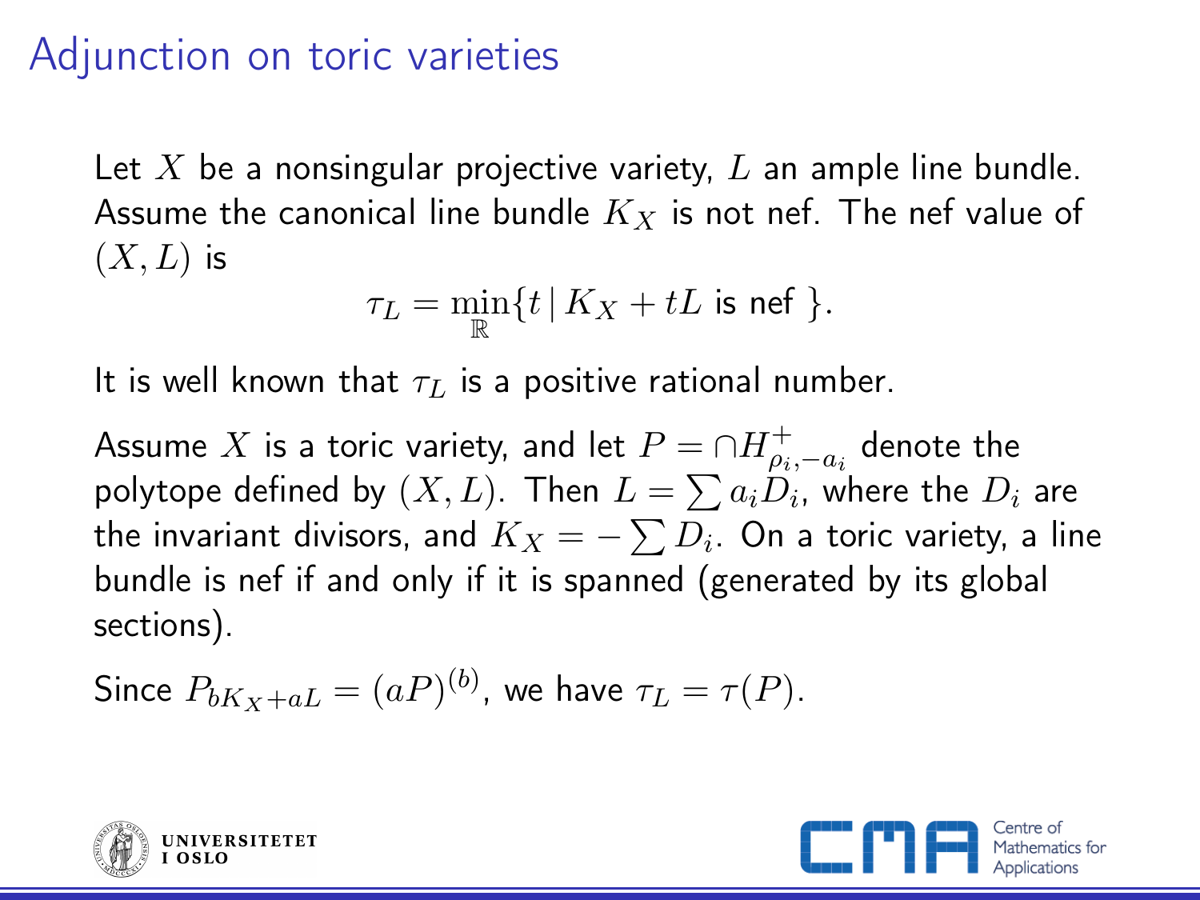# Adjunction on toric varieties

Let $X$ be a nonsingular projective variety, $L$ an ample line bundle. Assume the canonical line bundle $K_X$ is not nef. The nef value of $(X, L)$ is

$$\tau_L = \min_{\mathbb{R}}\{t \mid K_X + tL \text{ is nef }\}.$$

It is well known that $\tau_L$ is a positive rational number.

Assume $X$ is a toric variety, and let $P = \cap H^+_{\rho_i, -a_i}$ denote the polytope defined by $(X, L)$. Then $L = \sum a_i D_i$, where the $D_i$ are the invariant divisors, and $K_X = -\sum D_i$. On a toric variety, a line bundle is nef if and only if it is spanned (generated by its global sections).

Since $P_{bK_X + aL} = (aP)^{(b)}$, we have $\tau_L = \tau(P)$.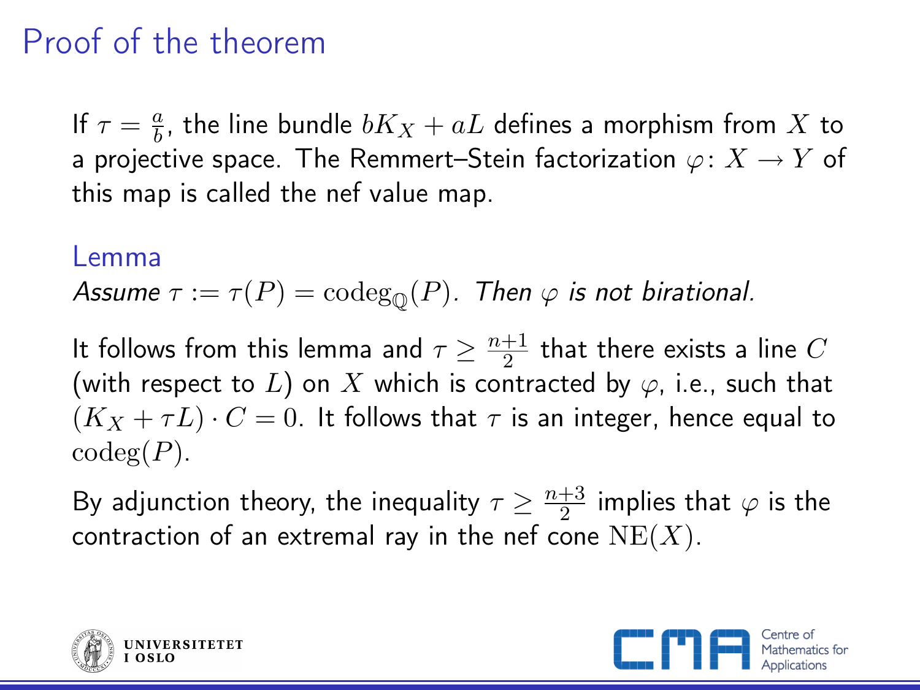# Proof of the theorem

If $\tau = \frac{a}{b}$, the line bundle $bK_X + aL$ defines a morphism from $X$ to a projective space. The Remmert–Stein factorization $\varphi\colon X \to Y$ of this map is called the nef value map.

**Lemma**

*Assume $\tau := \tau(P) = \operatorname{codeg}_{\mathbb{Q}}(P)$. Then $\varphi$ is not birational.*

It follows from this lemma and $\tau \geq \frac{n+1}{2}$ that there exists a line $C$ (with respect to $L$) on $X$ which is contracted by $\varphi$, i.e., such that $(K_X + \tau L) \cdot C = 0$. It follows that $\tau$ is an integer, hence equal to $\operatorname{codeg}(P)$.

By adjunction theory, the inequality $\tau \geq \frac{n+3}{2}$ implies that $\varphi$ is the contraction of an extremal ray in the nef cone $\operatorname{NE}(X)$.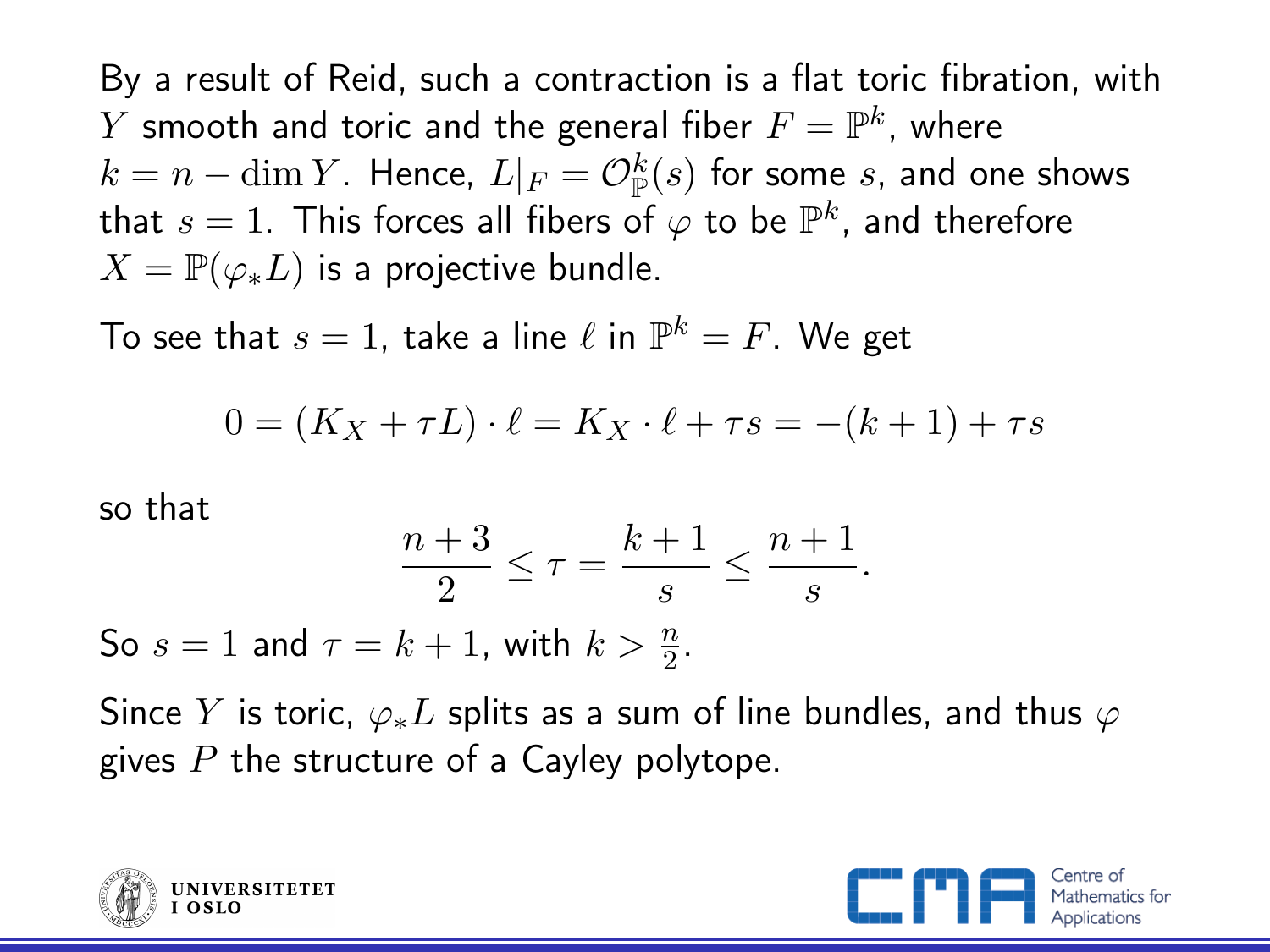By a result of Reid, such a contraction is a flat toric fibration, with $Y$ smooth and toric and the general fiber $F = \mathbb{P}^k$, where $k = n - \dim Y$. Hence, $L|_F = \mathcal{O}_{\mathbb{P}}^k(s)$ for some $s$, and one shows that $s = 1$. This forces all fibers of $\varphi$ to be $\mathbb{P}^k$, and therefore $X = \mathbb{P}(\varphi_* L)$ is a projective bundle.

To see that $s = 1$, take a line $\ell$ in $\mathbb{P}^k = F$. We get

$$0 = (K_X + \tau L) \cdot \ell = K_X \cdot \ell + \tau s = -(k+1) + \tau s$$

so that

$$\frac{n+3}{2} \leq \tau = \frac{k+1}{s} \leq \frac{n+1}{s}.$$

So $s = 1$ and $\tau = k + 1$, with $k > \frac{n}{2}$.

Since $Y$ is toric, $\varphi_* L$ splits as a sum of line bundles, and thus $\varphi$ gives $P$ the structure of a Cayley polytope.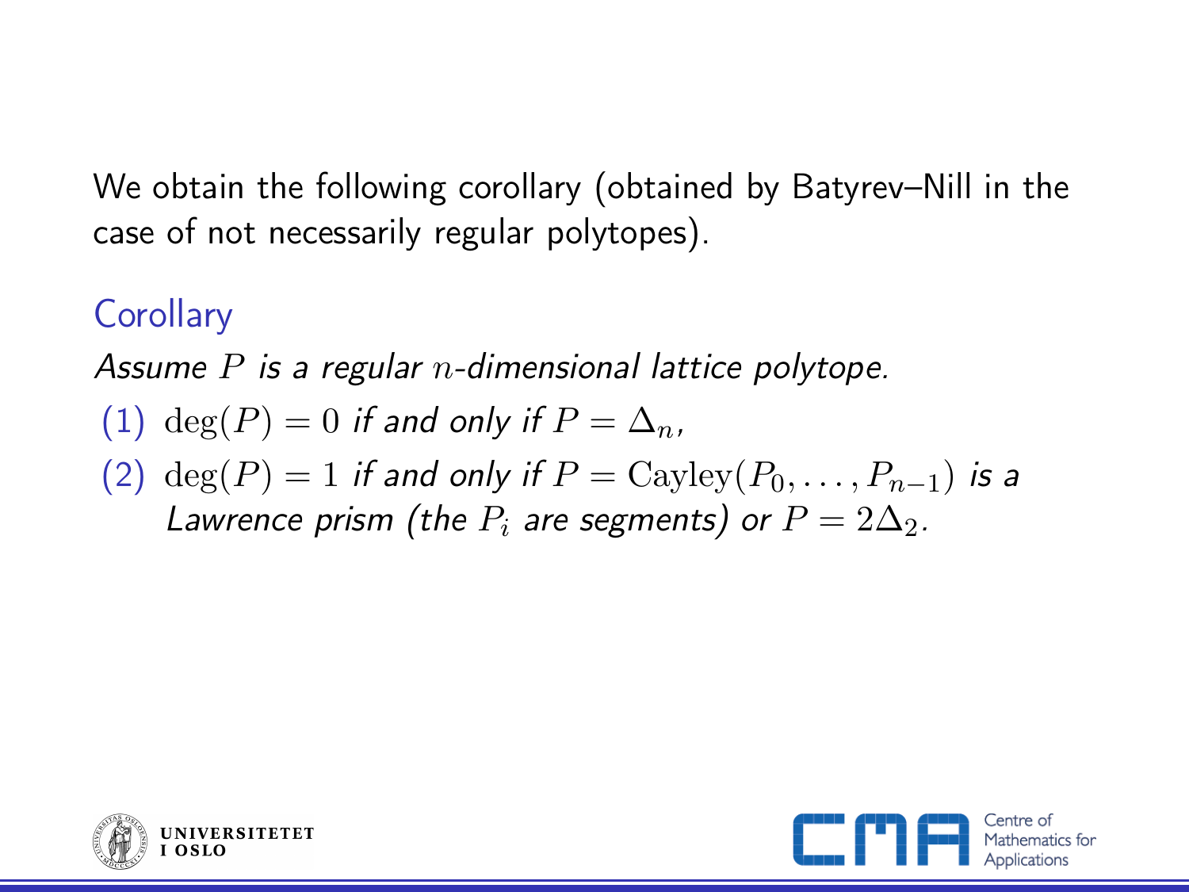We obtain the following corollary (obtained by Batyrev–Nill in the case of not necessarily regular polytopes).

### Corollary

*Assume $P$ is a regular $n$-dimensional lattice polytope.*

1. $\deg(P) = 0$ *if and only if* $P = \Delta_n$,
2. $\deg(P) = 1$ *if and only if* $P = \mathrm{Cayley}(P_0, \ldots, P_{n-1})$ *is a Lawrence prism (the* $P_i$ *are segments) or* $P = 2\Delta_2$.